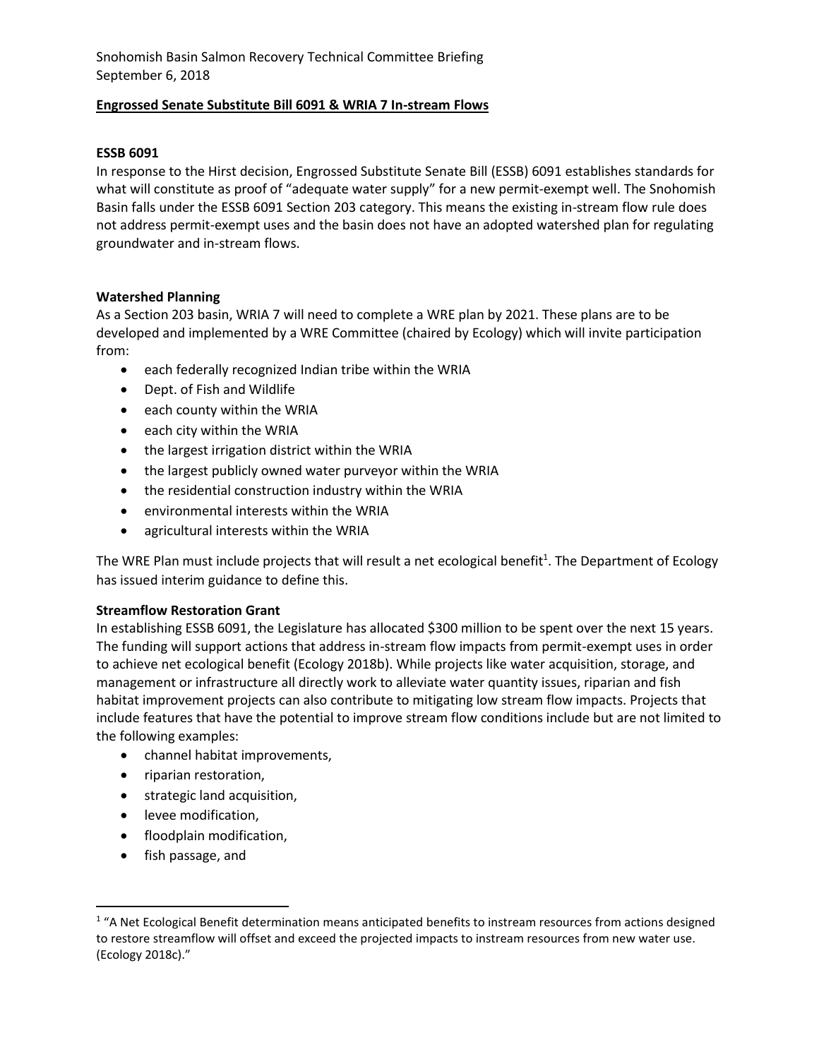Snohomish Basin Salmon Recovery Technical Committee Briefing
September 6, 2018

## Engrossed Senate Substitute Bill 6091 & WRIA 7 In-stream Flows

### ESSB 6091

In response to the Hirst decision, Engrossed Substitute Senate Bill (ESSB) 6091 establishes standards for what will constitute as proof of "adequate water supply" for a new permit-exempt well. The Snohomish Basin falls under the ESSB 6091 Section 203 category. This means the existing in-stream flow rule does not address permit-exempt uses and the basin does not have an adopted watershed plan for regulating groundwater and in-stream flows.

### Watershed Planning

As a Section 203 basin, WRIA 7 will need to complete a WRE plan by 2021. These plans are to be developed and implemented by a WRE Committee (chaired by Ecology) which will invite participation from:

- each federally recognized Indian tribe within the WRIA
- Dept. of Fish and Wildlife
- each county within the WRIA
- each city within the WRIA
- the largest irrigation district within the WRIA
- the largest publicly owned water purveyor within the WRIA
- the residential construction industry within the WRIA
- environmental interests within the WRIA
- agricultural interests within the WRIA

The WRE Plan must include projects that will result a net ecological benefit[1]. The Department of Ecology has issued interim guidance to define this.

### Streamflow Restoration Grant

In establishing ESSB 6091, the Legislature has allocated $300 million to be spent over the next 15 years. The funding will support actions that address in-stream flow impacts from permit-exempt uses in order to achieve net ecological benefit (Ecology 2018b). While projects like water acquisition, storage, and management or infrastructure all directly work to alleviate water quantity issues, riparian and fish habitat improvement projects can also contribute to mitigating low stream flow impacts. Projects that include features that have the potential to improve stream flow conditions include but are not limited to the following examples:

- channel habitat improvements,
- riparian restoration,
- strategic land acquisition,
- levee modification,
- floodplain modification,
- fish passage, and

[1] "A Net Ecological Benefit determination means anticipated benefits to instream resources from actions designed to restore streamflow will offset and exceed the projected impacts to instream resources from new water use. (Ecology 2018c)."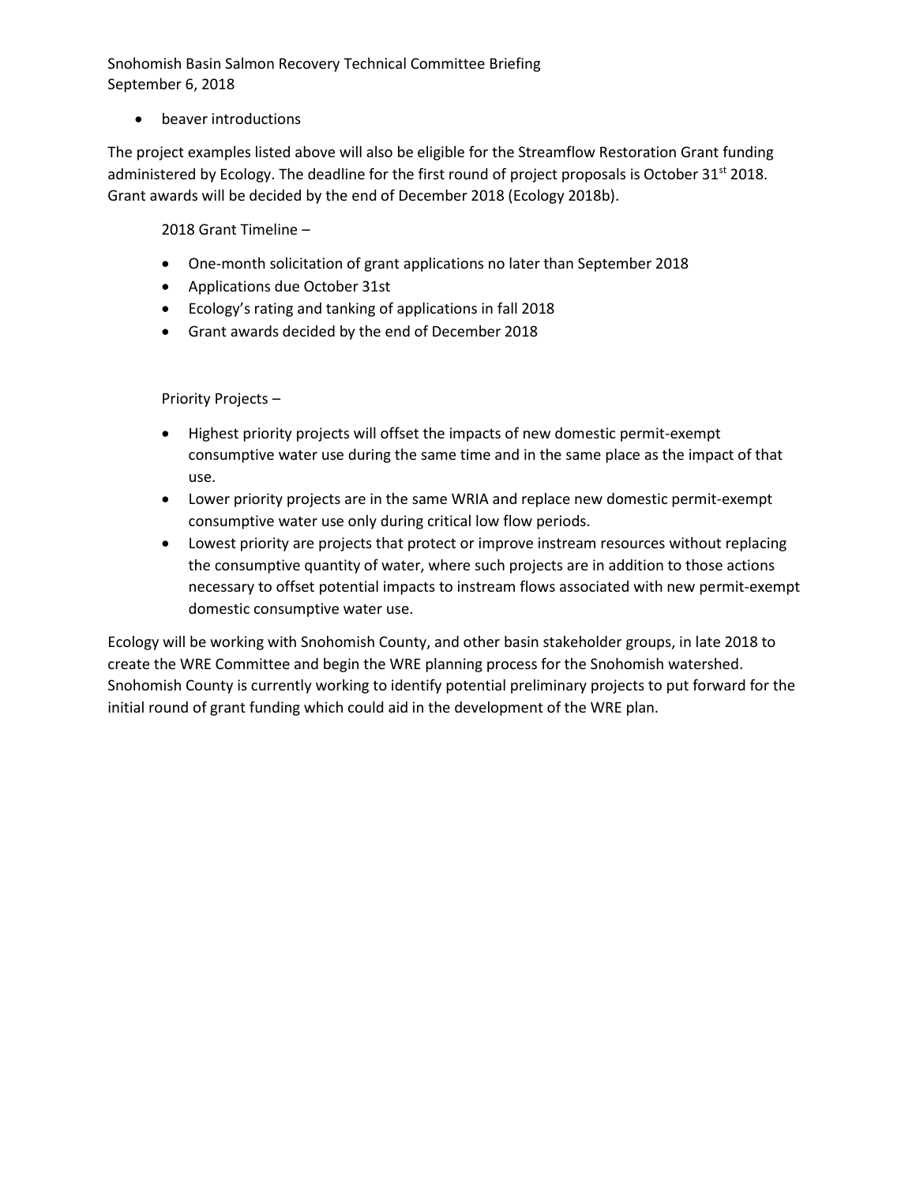- beaver introductions

The project examples listed above will also be eligible for the Streamflow Restoration Grant funding administered by Ecology. The deadline for the first round of project proposals is October 31st 2018. Grant awards will be decided by the end of December 2018 (Ecology 2018b).

2018 Grant Timeline –

- One-month solicitation of grant applications no later than September 2018
- Applications due October 31st
- Ecology's rating and tanking of applications in fall 2018
- Grant awards decided by the end of December 2018

Priority Projects –

- Highest priority projects will offset the impacts of new domestic permit-exempt consumptive water use during the same time and in the same place as the impact of that use.
- Lower priority projects are in the same WRIA and replace new domestic permit-exempt consumptive water use only during critical low flow periods.
- Lowest priority are projects that protect or improve instream resources without replacing the consumptive quantity of water, where such projects are in addition to those actions necessary to offset potential impacts to instream flows associated with new permit-exempt domestic consumptive water use.

Ecology will be working with Snohomish County, and other basin stakeholder groups, in late 2018 to create the WRE Committee and begin the WRE planning process for the Snohomish watershed. Snohomish County is currently working to identify potential preliminary projects to put forward for the initial round of grant funding which could aid in the development of the WRE plan.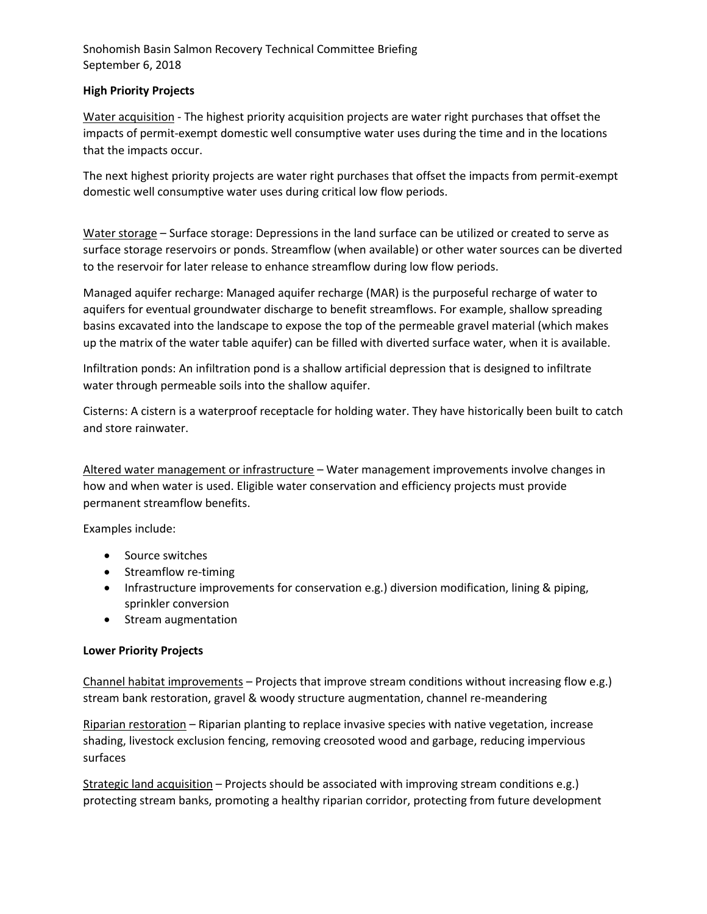Snohomish Basin Salmon Recovery Technical Committee Briefing
September 6, 2018

**High Priority Projects**

Water acquisition - The highest priority acquisition projects are water right purchases that offset the impacts of permit-exempt domestic well consumptive water uses during the time and in the locations that the impacts occur.

The next highest priority projects are water right purchases that offset the impacts from permit-exempt domestic well consumptive water uses during critical low flow periods.

Water storage – Surface storage: Depressions in the land surface can be utilized or created to serve as surface storage reservoirs or ponds. Streamflow (when available) or other water sources can be diverted to the reservoir for later release to enhance streamflow during low flow periods.

Managed aquifer recharge: Managed aquifer recharge (MAR) is the purposeful recharge of water to aquifers for eventual groundwater discharge to benefit streamflows. For example, shallow spreading basins excavated into the landscape to expose the top of the permeable gravel material (which makes up the matrix of the water table aquifer) can be filled with diverted surface water, when it is available.

Infiltration ponds: An infiltration pond is a shallow artificial depression that is designed to infiltrate water through permeable soils into the shallow aquifer.

Cisterns: A cistern is a waterproof receptacle for holding water. They have historically been built to catch and store rainwater.

Altered water management or infrastructure – Water management improvements involve changes in how and when water is used. Eligible water conservation and efficiency projects must provide permanent streamflow benefits.

Examples include:

- Source switches
- Streamflow re-timing
- Infrastructure improvements for conservation e.g.) diversion modification, lining & piping, sprinkler conversion
- Stream augmentation

**Lower Priority Projects**

Channel habitat improvements – Projects that improve stream conditions without increasing flow e.g.) stream bank restoration, gravel & woody structure augmentation, channel re-meandering

Riparian restoration – Riparian planting to replace invasive species with native vegetation, increase shading, livestock exclusion fencing, removing creosoted wood and garbage, reducing impervious surfaces

Strategic land acquisition – Projects should be associated with improving stream conditions e.g.) protecting stream banks, promoting a healthy riparian corridor, protecting from future development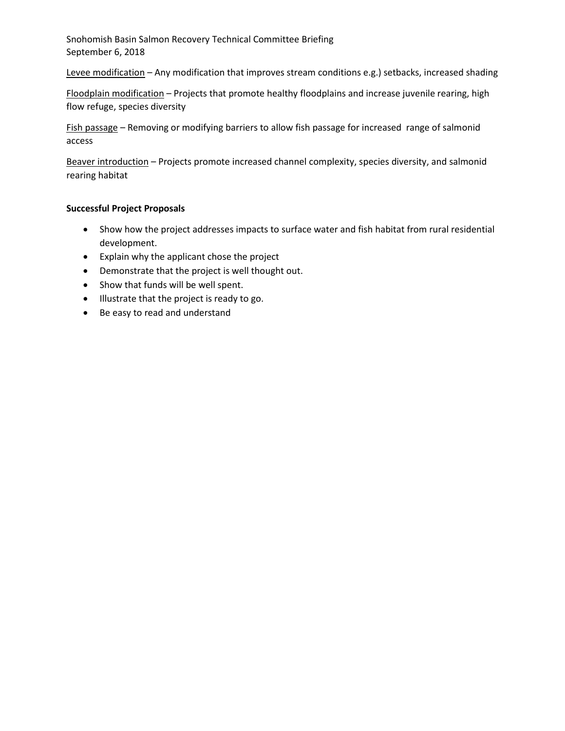Levee modification – Any modification that improves stream conditions e.g.) setbacks, increased shading

Floodplain modification – Projects that promote healthy floodplains and increase juvenile rearing, high flow refuge, species diversity

Fish passage – Removing or modifying barriers to allow fish passage for increased range of salmonid access

Beaver introduction – Projects promote increased channel complexity, species diversity, and salmonid rearing habitat

**Successful Project Proposals**

- Show how the project addresses impacts to surface water and fish habitat from rural residential development.
- Explain why the applicant chose the project
- Demonstrate that the project is well thought out.
- Show that funds will be well spent.
- Illustrate that the project is ready to go.
- Be easy to read and understand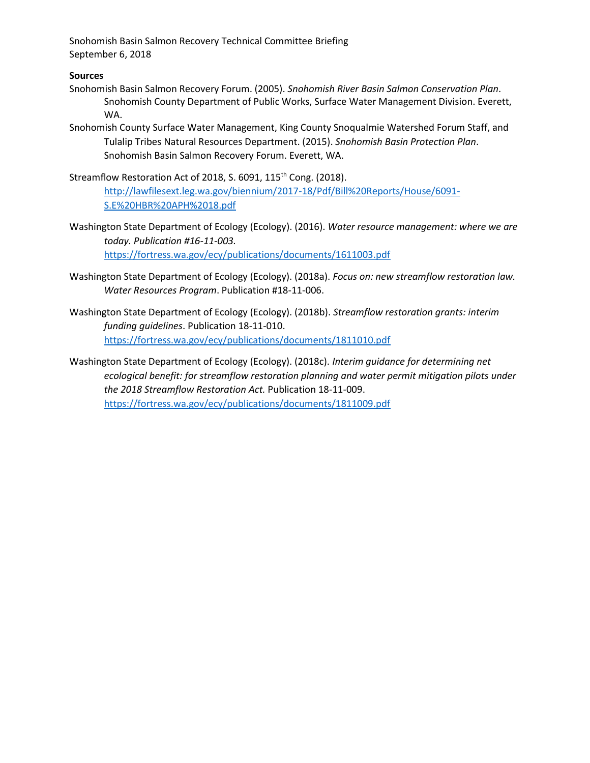Snohomish Basin Salmon Recovery Technical Committee Briefing
September 6, 2018

**Sources**

Snohomish Basin Salmon Recovery Forum. (2005). *Snohomish River Basin Salmon Conservation Plan*. Snohomish County Department of Public Works, Surface Water Management Division. Everett, WA.

Snohomish County Surface Water Management, King County Snoqualmie Watershed Forum Staff, and Tulalip Tribes Natural Resources Department. (2015). *Snohomish Basin Protection Plan*. Snohomish Basin Salmon Recovery Forum. Everett, WA.

Streamflow Restoration Act of 2018, S. 6091, 115th Cong. (2018). http://lawfilesext.leg.wa.gov/biennium/2017-18/Pdf/Bill%20Reports/House/6091-S.E%20HBR%20APH%2018.pdf

Washington State Department of Ecology (Ecology). (2016). *Water resource management: where we are today. Publication #16-11-003.* https://fortress.wa.gov/ecy/publications/documents/1611003.pdf

Washington State Department of Ecology (Ecology). (2018a). *Focus on: new streamflow restoration law. Water Resources Program*. Publication #18-11-006.

Washington State Department of Ecology (Ecology). (2018b). *Streamflow restoration grants: interim funding guidelines*. Publication 18-11-010. https://fortress.wa.gov/ecy/publications/documents/1811010.pdf

Washington State Department of Ecology (Ecology). (2018c). *Interim guidance for determining net ecological benefit: for streamflow restoration planning and water permit mitigation pilots under the 2018 Streamflow Restoration Act.* Publication 18-11-009. https://fortress.wa.gov/ecy/publications/documents/1811009.pdf